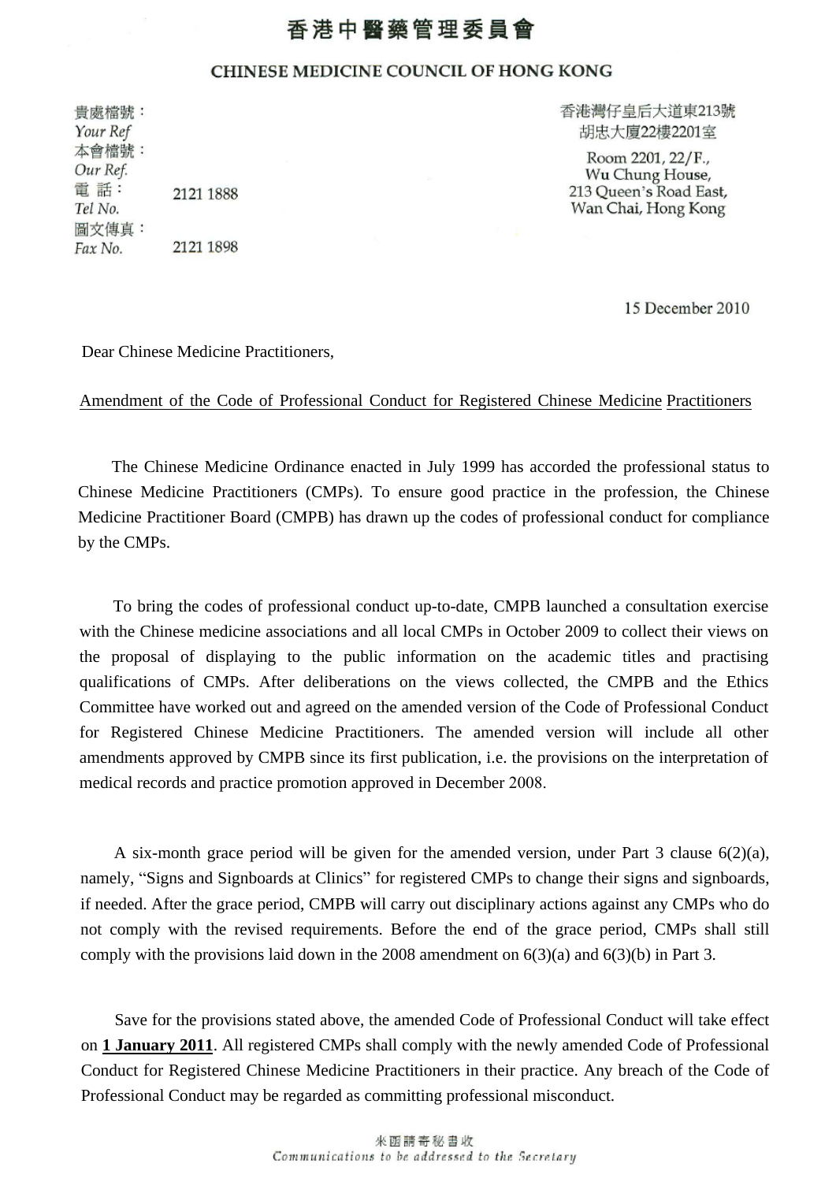# 香港中醫藥管理委員會

## CHINESE MEDICINE COUNCIL OF HONG KONG

貴處檔號：
*Your Ref*
本會檔號：
*Our Ref.*
電 話： 2121 1888
*Tel No.*
圖文傳真： 2121 1898
*Fax No.*

香港灣仔皇后大道東213號
胡忠大廈22樓2201室

Room 2201, 22/F.,
Wu Chung House,
213 Queen's Road East,
Wan Chai, Hong Kong

15 December 2010

Dear Chinese Medicine Practitioners,

<u>Amendment of the Code of Professional Conduct for Registered Chinese Medicine Practitioners</u>

The Chinese Medicine Ordinance enacted in July 1999 has accorded the professional status to Chinese Medicine Practitioners (CMPs). To ensure good practice in the profession, the Chinese Medicine Practitioner Board (CMPB) has drawn up the codes of professional conduct for compliance by the CMPs.

To bring the codes of professional conduct up-to-date, CMPB launched a consultation exercise with the Chinese medicine associations and all local CMPs in October 2009 to collect their views on the proposal of displaying to the public information on the academic titles and practising qualifications of CMPs. After deliberations on the views collected, the CMPB and the Ethics Committee have worked out and agreed on the amended version of the Code of Professional Conduct for Registered Chinese Medicine Practitioners. The amended version will include all other amendments approved by CMPB since its first publication, i.e. the provisions on the interpretation of medical records and practice promotion approved in December 2008.

A six-month grace period will be given for the amended version, under Part 3 clause 6(2)(a), namely, "Signs and Signboards at Clinics" for registered CMPs to change their signs and signboards, if needed. After the grace period, CMPB will carry out disciplinary actions against any CMPs who do not comply with the revised requirements. Before the end of the grace period, CMPs shall still comply with the provisions laid down in the 2008 amendment on 6(3)(a) and 6(3)(b) in Part 3.

Save for the provisions stated above, the amended Code of Professional Conduct will take effect on **<u>1 January 2011</u>**. All registered CMPs shall comply with the newly amended Code of Professional Conduct for Registered Chinese Medicine Practitioners in their practice. Any breach of the Code of Professional Conduct may be regarded as committing professional misconduct.

來函請寄秘書收
*Communications to be addressed to the Secretary*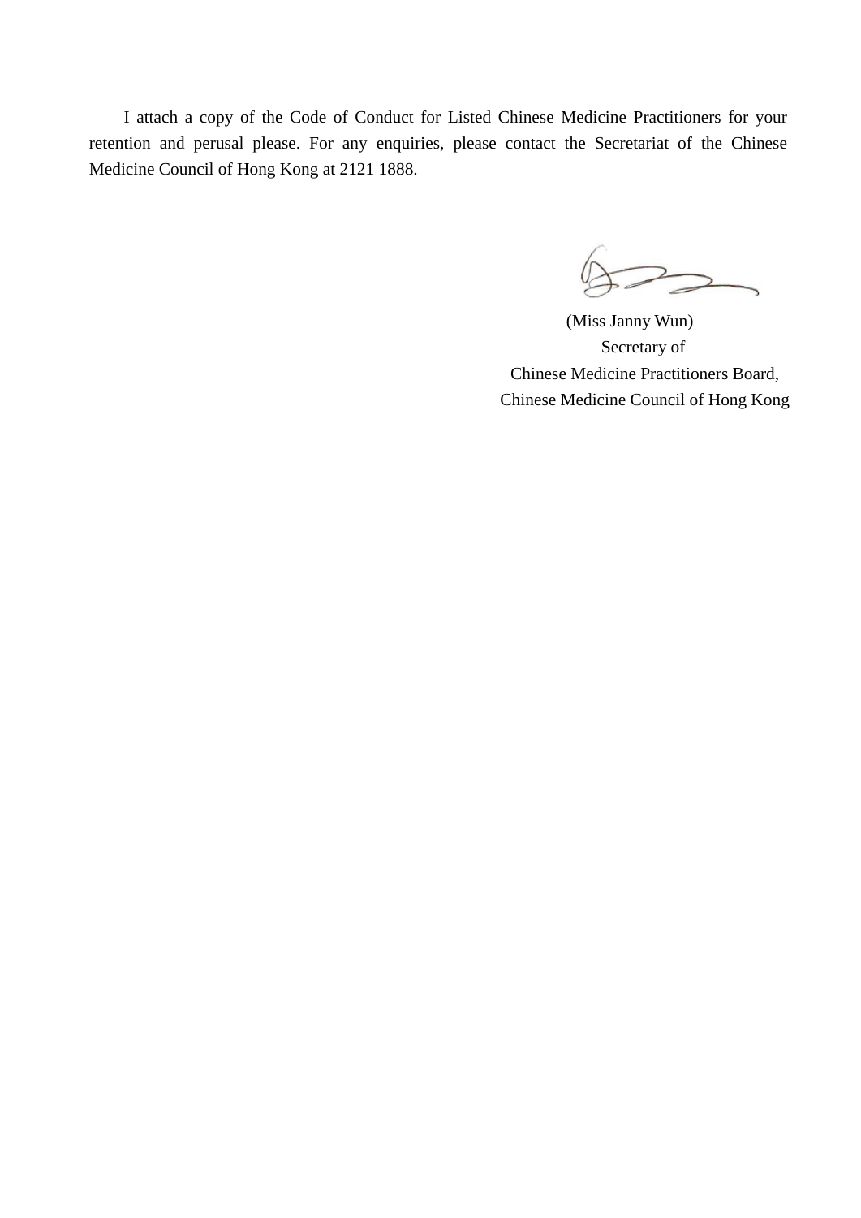I attach a copy of the Code of Conduct for Listed Chinese Medicine Practitioners for your retention and perusal please. For any enquiries, please contact the Secretariat of the Chinese Medicine Council of Hong Kong at 2121 1888.

(Miss Janny Wun)
Secretary of
Chinese Medicine Practitioners Board,
Chinese Medicine Council of Hong Kong